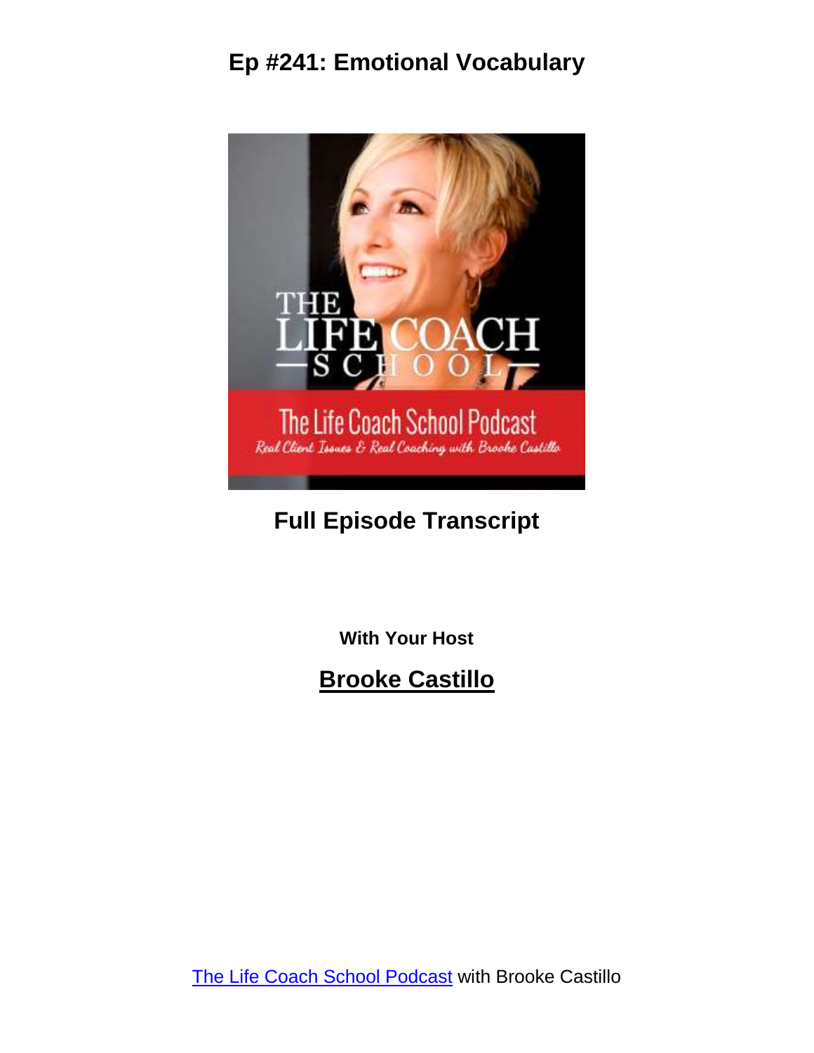# Ep #241: Emotional Vocabulary

## Full Episode Transcript

**With Your Host**

## Brooke Castillo

[The Life Coach School Podcast](#) with Brooke Castillo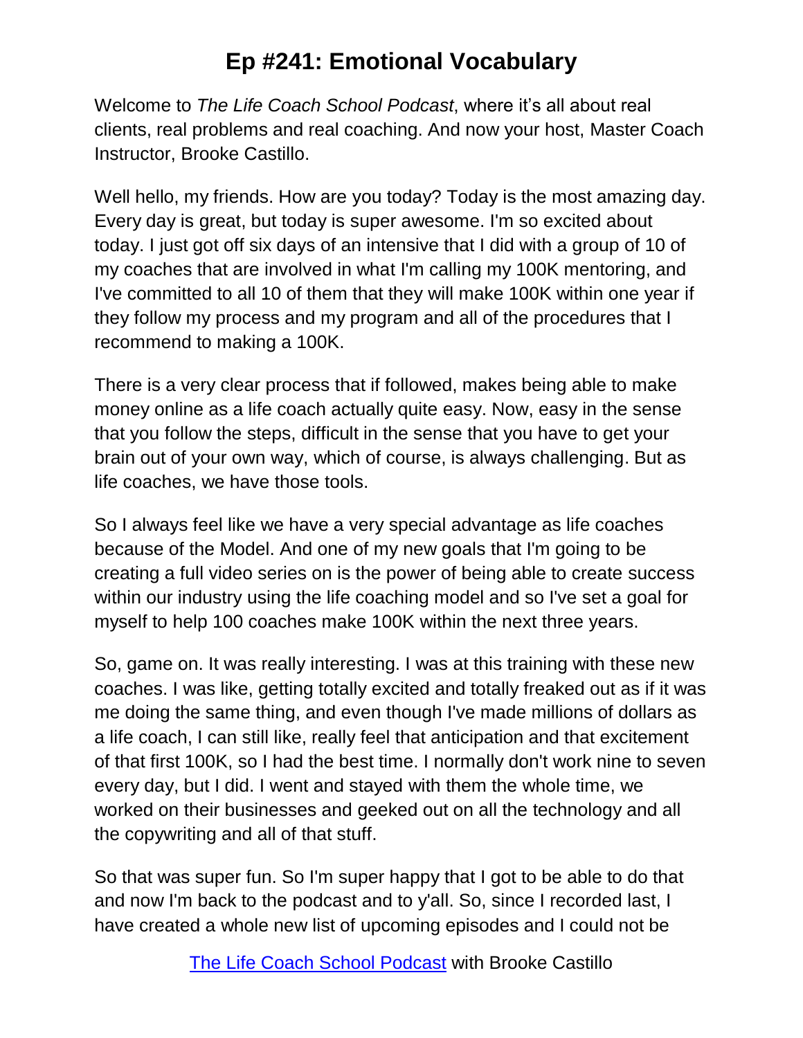# Ep #241: Emotional Vocabulary

Welcome to *The Life Coach School Podcast*, where it's all about real clients, real problems and real coaching. And now your host, Master Coach Instructor, Brooke Castillo.

Well hello, my friends. How are you today? Today is the most amazing day. Every day is great, but today is super awesome. I'm so excited about today. I just got off six days of an intensive that I did with a group of 10 of my coaches that are involved in what I'm calling my 100K mentoring, and I've committed to all 10 of them that they will make 100K within one year if they follow my process and my program and all of the procedures that I recommend to making a 100K.

There is a very clear process that if followed, makes being able to make money online as a life coach actually quite easy. Now, easy in the sense that you follow the steps, difficult in the sense that you have to get your brain out of your own way, which of course, is always challenging. But as life coaches, we have those tools.

So I always feel like we have a very special advantage as life coaches because of the Model. And one of my new goals that I'm going to be creating a full video series on is the power of being able to create success within our industry using the life coaching model and so I've set a goal for myself to help 100 coaches make 100K within the next three years.

So, game on. It was really interesting. I was at this training with these new coaches. I was like, getting totally excited and totally freaked out as if it was me doing the same thing, and even though I've made millions of dollars as a life coach, I can still like, really feel that anticipation and that excitement of that first 100K, so I had the best time. I normally don't work nine to seven every day, but I did. I went and stayed with them the whole time, we worked on their businesses and geeked out on all the technology and all the copywriting and all of that stuff.

So that was super fun. So I'm super happy that I got to be able to do that and now I'm back to the podcast and to y'all. So, since I recorded last, I have created a whole new list of upcoming episodes and I could not be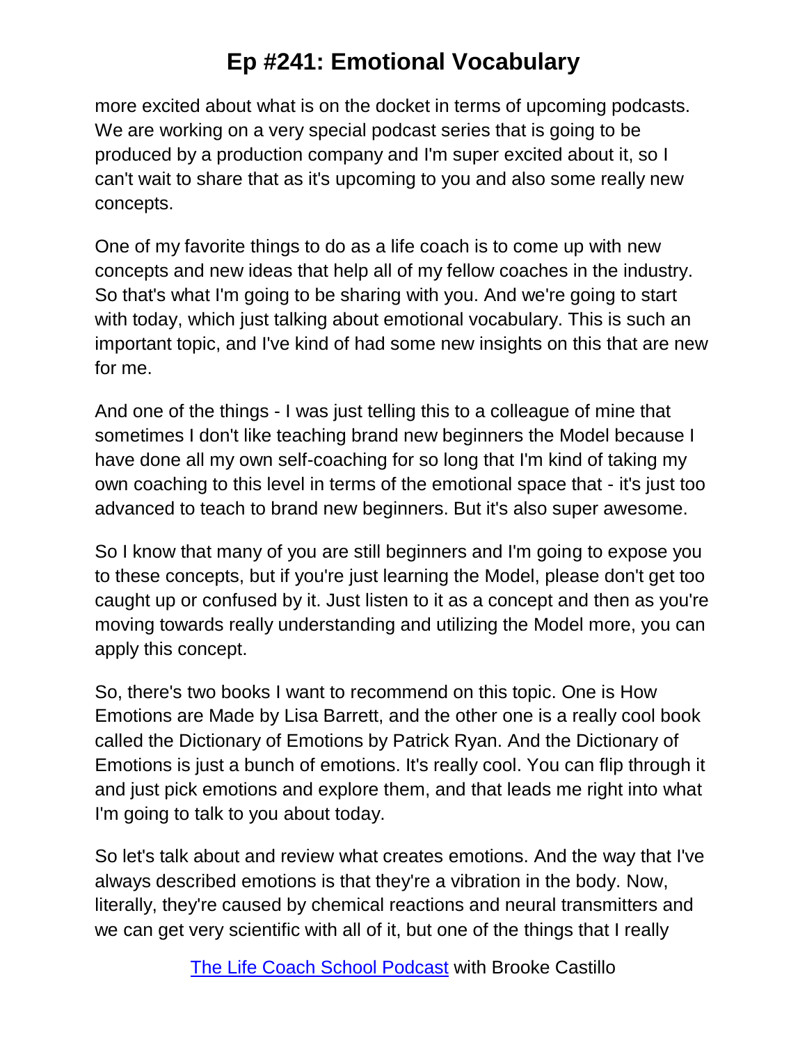more excited about what is on the docket in terms of upcoming podcasts. We are working on a very special podcast series that is going to be produced by a production company and I'm super excited about it, so I can't wait to share that as it's upcoming to you and also some really new concepts.

One of my favorite things to do as a life coach is to come up with new concepts and new ideas that help all of my fellow coaches in the industry. So that's what I'm going to be sharing with you. And we're going to start with today, which just talking about emotional vocabulary. This is such an important topic, and I've kind of had some new insights on this that are new for me.

And one of the things - I was just telling this to a colleague of mine that sometimes I don't like teaching brand new beginners the Model because I have done all my own self-coaching for so long that I'm kind of taking my own coaching to this level in terms of the emotional space that - it's just too advanced to teach to brand new beginners. But it's also super awesome.

So I know that many of you are still beginners and I'm going to expose you to these concepts, but if you're just learning the Model, please don't get too caught up or confused by it. Just listen to it as a concept and then as you're moving towards really understanding and utilizing the Model more, you can apply this concept.

So, there's two books I want to recommend on this topic. One is How Emotions are Made by Lisa Barrett, and the other one is a really cool book called the Dictionary of Emotions by Patrick Ryan. And the Dictionary of Emotions is just a bunch of emotions. It's really cool. You can flip through it and just pick emotions and explore them, and that leads me right into what I'm going to talk to you about today.

So let's talk about and review what creates emotions. And the way that I've always described emotions is that they're a vibration in the body. Now, literally, they're caused by chemical reactions and neural transmitters and we can get very scientific with all of it, but one of the things that I really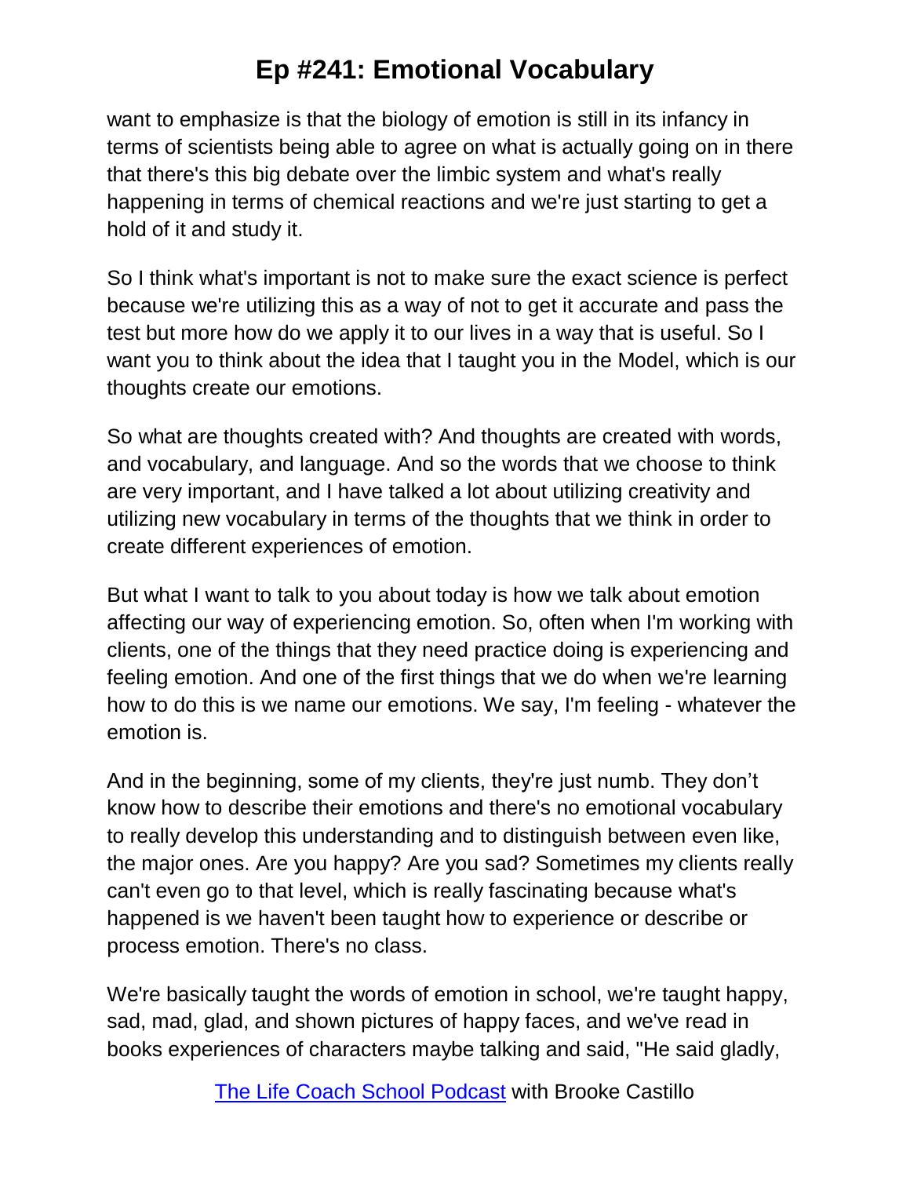want to emphasize is that the biology of emotion is still in its infancy in terms of scientists being able to agree on what is actually going on in there that there's this big debate over the limbic system and what's really happening in terms of chemical reactions and we're just starting to get a hold of it and study it.

So I think what's important is not to make sure the exact science is perfect because we're utilizing this as a way of not to get it accurate and pass the test but more how do we apply it to our lives in a way that is useful. So I want you to think about the idea that I taught you in the Model, which is our thoughts create our emotions.

So what are thoughts created with? And thoughts are created with words, and vocabulary, and language. And so the words that we choose to think are very important, and I have talked a lot about utilizing creativity and utilizing new vocabulary in terms of the thoughts that we think in order to create different experiences of emotion.

But what I want to talk to you about today is how we talk about emotion affecting our way of experiencing emotion. So, often when I'm working with clients, one of the things that they need practice doing is experiencing and feeling emotion. And one of the first things that we do when we're learning how to do this is we name our emotions. We say, I'm feeling - whatever the emotion is.

And in the beginning, some of my clients, they're just numb. They don't know how to describe their emotions and there's no emotional vocabulary to really develop this understanding and to distinguish between even like, the major ones. Are you happy? Are you sad? Sometimes my clients really can't even go to that level, which is really fascinating because what's happened is we haven't been taught how to experience or describe or process emotion. There's no class.

We're basically taught the words of emotion in school, we're taught happy, sad, mad, glad, and shown pictures of happy faces, and we've read in books experiences of characters maybe talking and said, "He said gladly,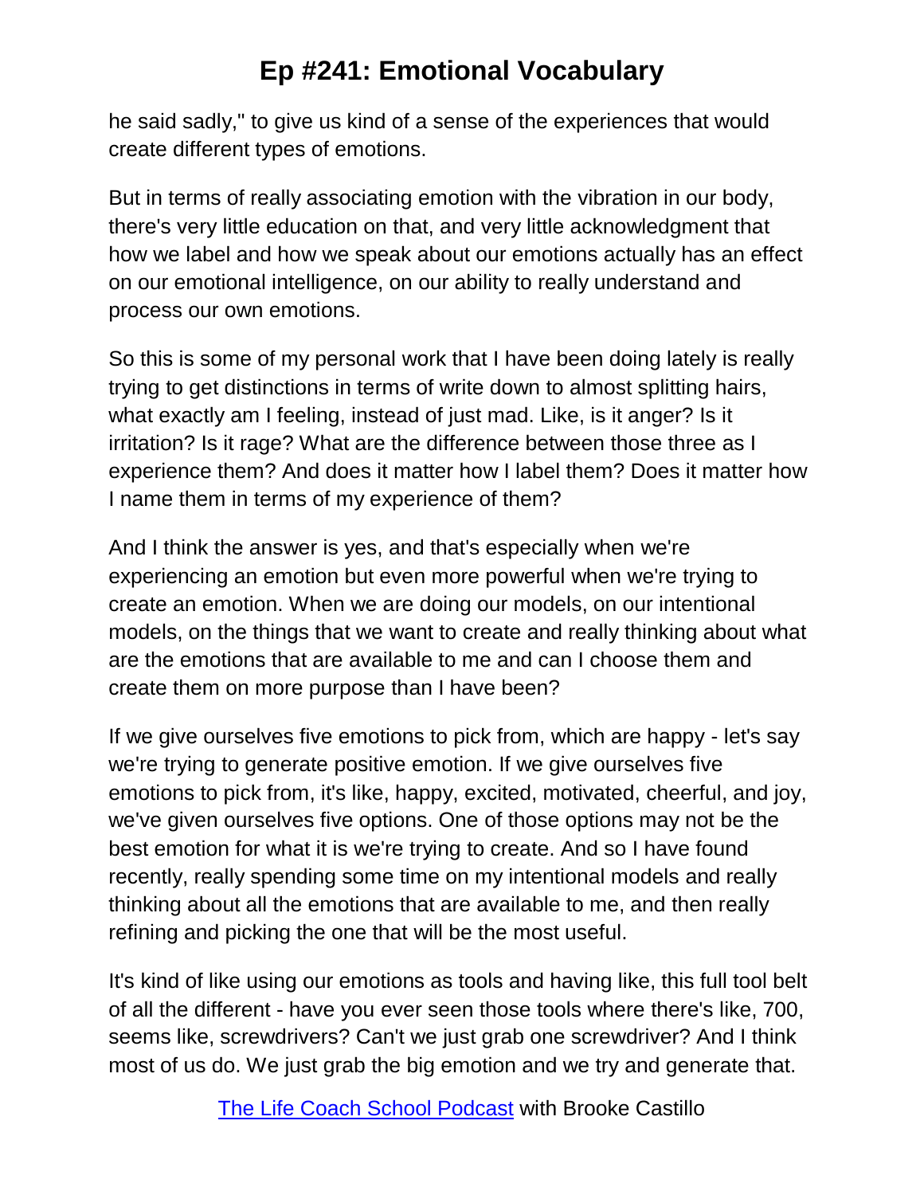he said sadly," to give us kind of a sense of the experiences that would create different types of emotions.

But in terms of really associating emotion with the vibration in our body, there's very little education on that, and very little acknowledgment that how we label and how we speak about our emotions actually has an effect on our emotional intelligence, on our ability to really understand and process our own emotions.

So this is some of my personal work that I have been doing lately is really trying to get distinctions in terms of write down to almost splitting hairs, what exactly am I feeling, instead of just mad. Like, is it anger? Is it irritation? Is it rage? What are the difference between those three as I experience them? And does it matter how I label them? Does it matter how I name them in terms of my experience of them?

And I think the answer is yes, and that's especially when we're experiencing an emotion but even more powerful when we're trying to create an emotion. When we are doing our models, on our intentional models, on the things that we want to create and really thinking about what are the emotions that are available to me and can I choose them and create them on more purpose than I have been?

If we give ourselves five emotions to pick from, which are happy - let's say we're trying to generate positive emotion. If we give ourselves five emotions to pick from, it's like, happy, excited, motivated, cheerful, and joy, we've given ourselves five options. One of those options may not be the best emotion for what it is we're trying to create. And so I have found recently, really spending some time on my intentional models and really thinking about all the emotions that are available to me, and then really refining and picking the one that will be the most useful.

It's kind of like using our emotions as tools and having like, this full tool belt of all the different - have you ever seen those tools where there's like, 700, seems like, screwdrivers? Can't we just grab one screwdriver? And I think most of us do. We just grab the big emotion and we try and generate that.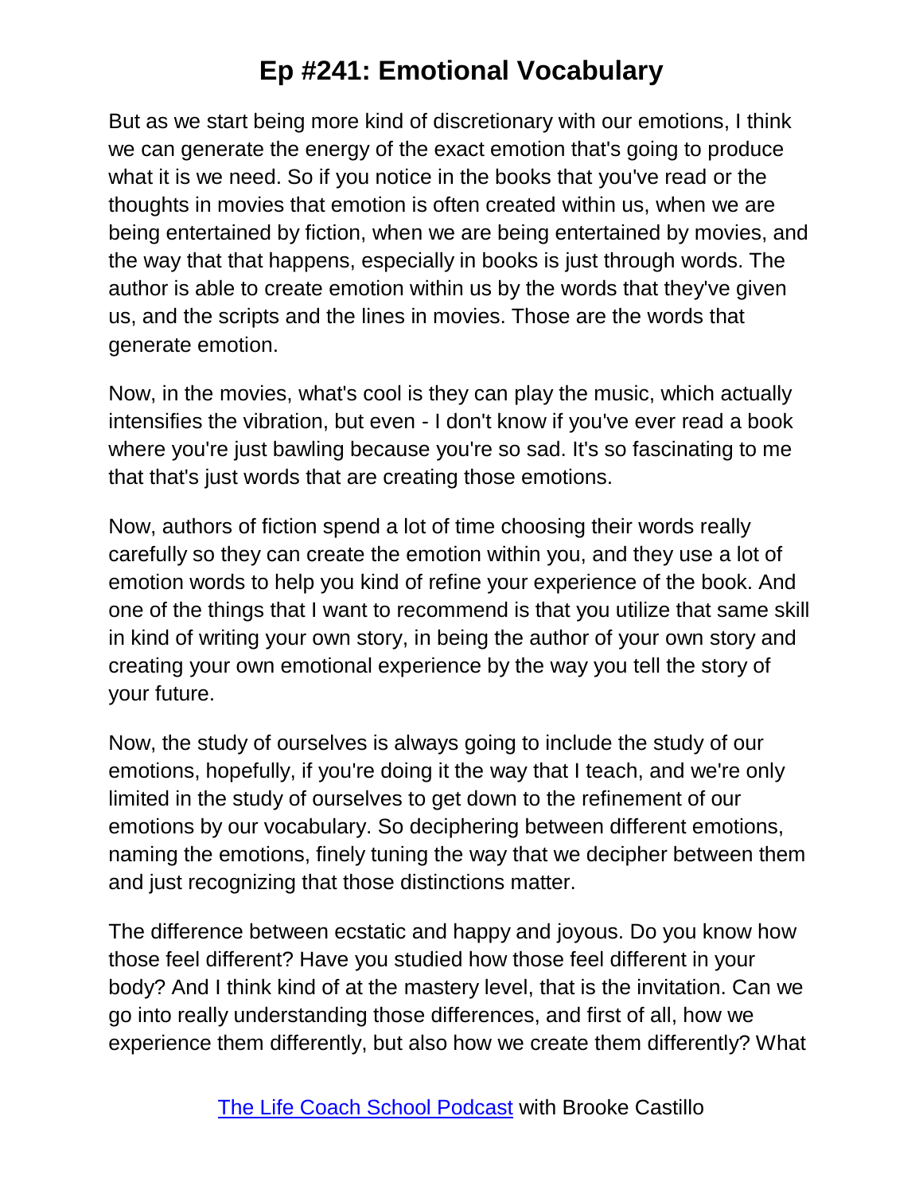But as we start being more kind of discretionary with our emotions, I think we can generate the energy of the exact emotion that's going to produce what it is we need. So if you notice in the books that you've read or the thoughts in movies that emotion is often created within us, when we are being entertained by fiction, when we are being entertained by movies, and the way that that happens, especially in books is just through words. The author is able to create emotion within us by the words that they've given us, and the scripts and the lines in movies. Those are the words that generate emotion.

Now, in the movies, what's cool is they can play the music, which actually intensifies the vibration, but even - I don't know if you've ever read a book where you're just bawling because you're so sad. It's so fascinating to me that that's just words that are creating those emotions.

Now, authors of fiction spend a lot of time choosing their words really carefully so they can create the emotion within you, and they use a lot of emotion words to help you kind of refine your experience of the book. And one of the things that I want to recommend is that you utilize that same skill in kind of writing your own story, in being the author of your own story and creating your own emotional experience by the way you tell the story of your future.

Now, the study of ourselves is always going to include the study of our emotions, hopefully, if you're doing it the way that I teach, and we're only limited in the study of ourselves to get down to the refinement of our emotions by our vocabulary. So deciphering between different emotions, naming the emotions, finely tuning the way that we decipher between them and just recognizing that those distinctions matter.

The difference between ecstatic and happy and joyous. Do you know how those feel different? Have you studied how those feel different in your body? And I think kind of at the mastery level, that is the invitation. Can we go into really understanding those differences, and first of all, how we experience them differently, but also how we create them differently? What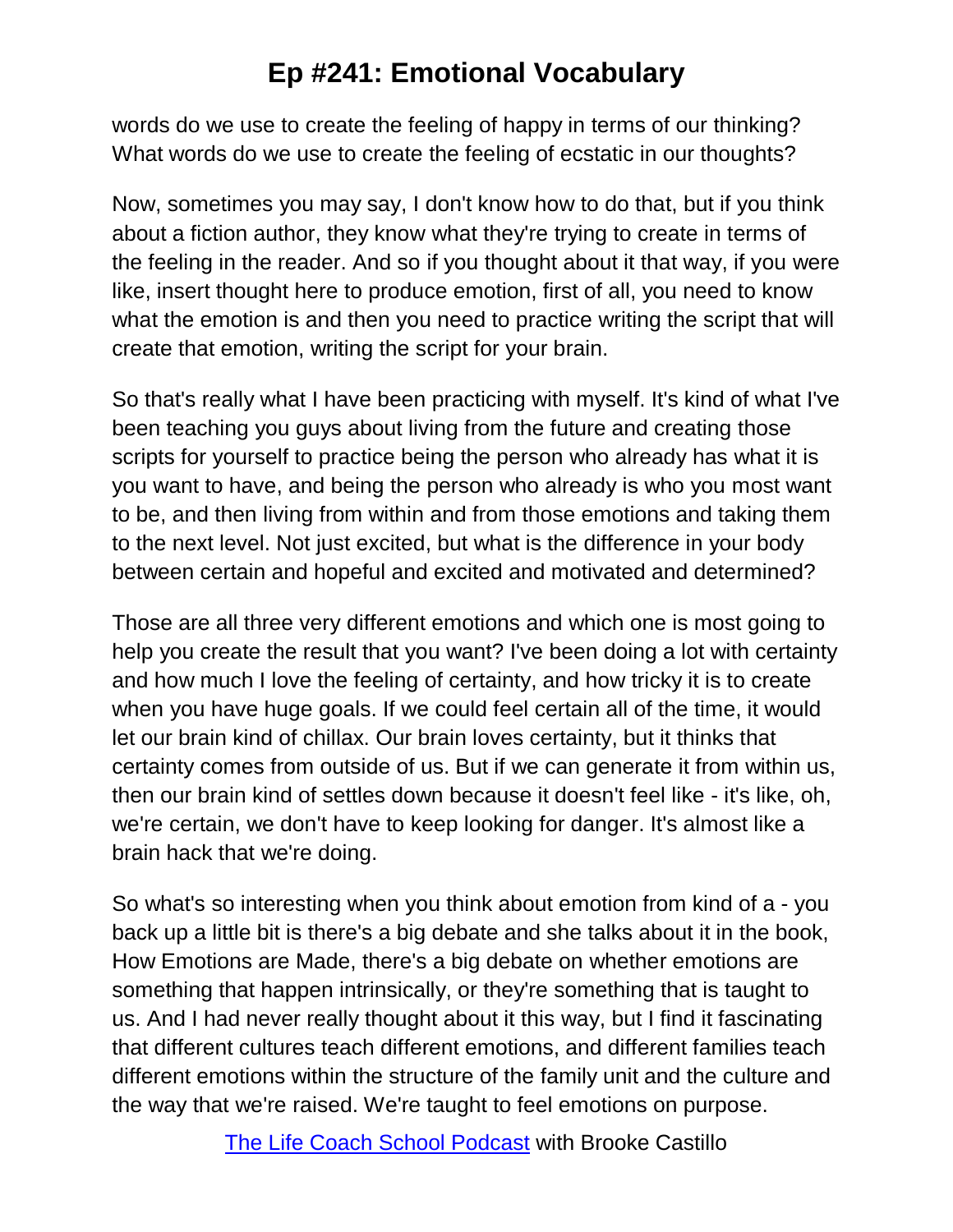words do we use to create the feeling of happy in terms of our thinking? What words do we use to create the feeling of ecstatic in our thoughts?

Now, sometimes you may say, I don't know how to do that, but if you think about a fiction author, they know what they're trying to create in terms of the feeling in the reader. And so if you thought about it that way, if you were like, insert thought here to produce emotion, first of all, you need to know what the emotion is and then you need to practice writing the script that will create that emotion, writing the script for your brain.

So that's really what I have been practicing with myself. It's kind of what I've been teaching you guys about living from the future and creating those scripts for yourself to practice being the person who already has what it is you want to have, and being the person who already is who you most want to be, and then living from within and from those emotions and taking them to the next level. Not just excited, but what is the difference in your body between certain and hopeful and excited and motivated and determined?

Those are all three very different emotions and which one is most going to help you create the result that you want? I've been doing a lot with certainty and how much I love the feeling of certainty, and how tricky it is to create when you have huge goals. If we could feel certain all of the time, it would let our brain kind of chillax. Our brain loves certainty, but it thinks that certainty comes from outside of us. But if we can generate it from within us, then our brain kind of settles down because it doesn't feel like - it's like, oh, we're certain, we don't have to keep looking for danger. It's almost like a brain hack that we're doing.

So what's so interesting when you think about emotion from kind of a - you back up a little bit is there's a big debate and she talks about it in the book, How Emotions are Made, there's a big debate on whether emotions are something that happen intrinsically, or they're something that is taught to us. And I had never really thought about it this way, but I find it fascinating that different cultures teach different emotions, and different families teach different emotions within the structure of the family unit and the culture and the way that we're raised. We're taught to feel emotions on purpose.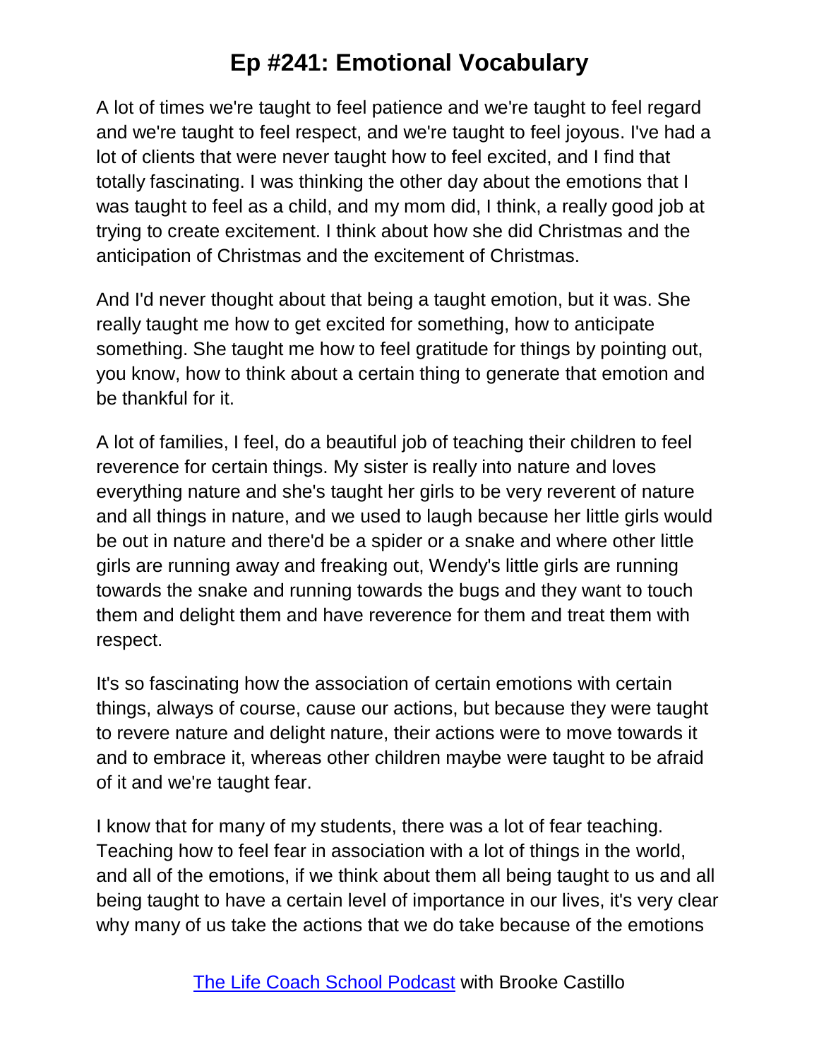A lot of times we're taught to feel patience and we're taught to feel regard and we're taught to feel respect, and we're taught to feel joyous. I've had a lot of clients that were never taught how to feel excited, and I find that totally fascinating. I was thinking the other day about the emotions that I was taught to feel as a child, and my mom did, I think, a really good job at trying to create excitement. I think about how she did Christmas and the anticipation of Christmas and the excitement of Christmas.

And I'd never thought about that being a taught emotion, but it was. She really taught me how to get excited for something, how to anticipate something. She taught me how to feel gratitude for things by pointing out, you know, how to think about a certain thing to generate that emotion and be thankful for it.

A lot of families, I feel, do a beautiful job of teaching their children to feel reverence for certain things. My sister is really into nature and loves everything nature and she's taught her girls to be very reverent of nature and all things in nature, and we used to laugh because her little girls would be out in nature and there'd be a spider or a snake and where other little girls are running away and freaking out, Wendy's little girls are running towards the snake and running towards the bugs and they want to touch them and delight them and have reverence for them and treat them with respect.

It's so fascinating how the association of certain emotions with certain things, always of course, cause our actions, but because they were taught to revere nature and delight nature, their actions were to move towards it and to embrace it, whereas other children maybe were taught to be afraid of it and we're taught fear.

I know that for many of my students, there was a lot of fear teaching. Teaching how to feel fear in association with a lot of things in the world, and all of the emotions, if we think about them all being taught to us and all being taught to have a certain level of importance in our lives, it's very clear why many of us take the actions that we do take because of the emotions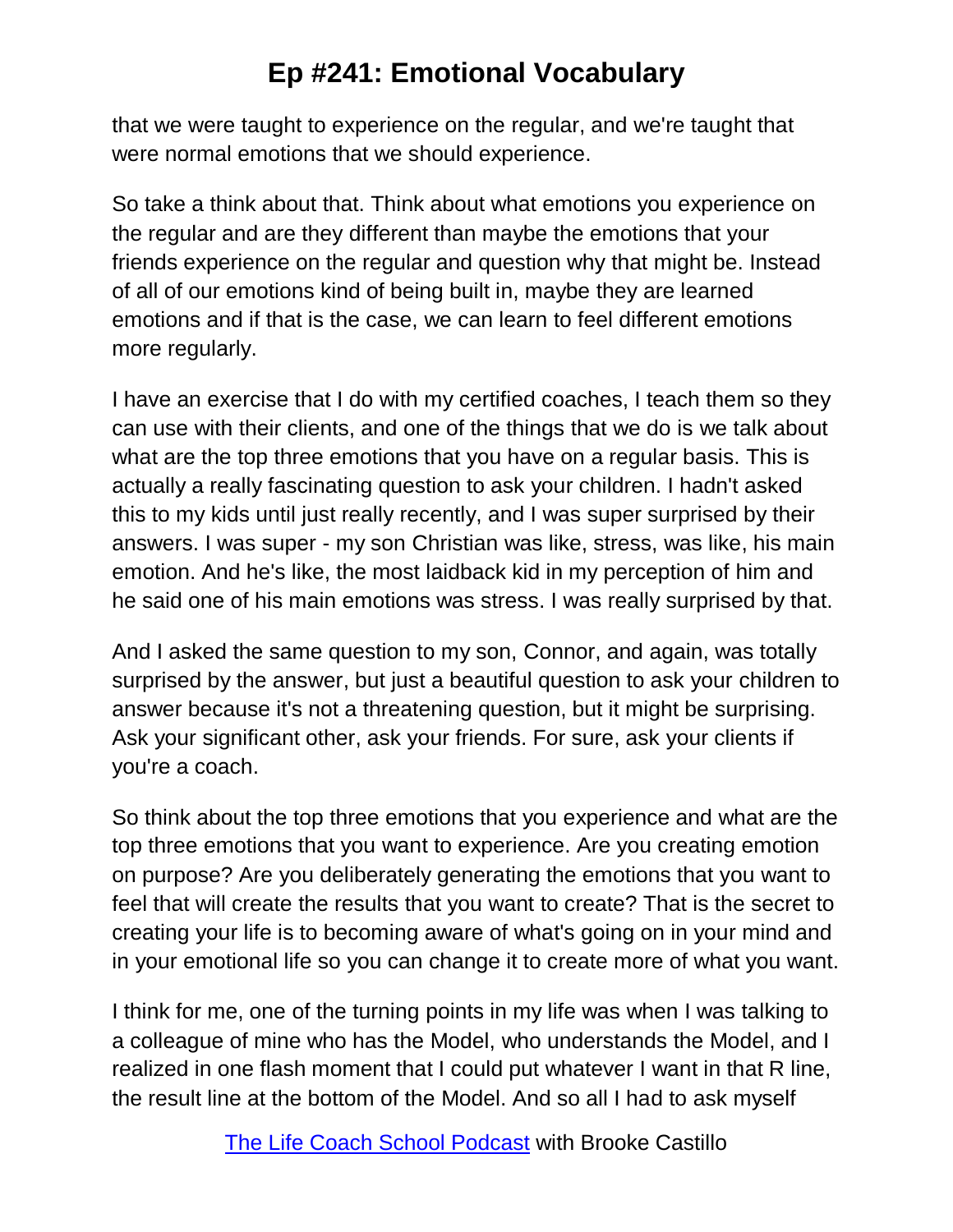that we were taught to experience on the regular, and we're taught that were normal emotions that we should experience.

So take a think about that. Think about what emotions you experience on the regular and are they different than maybe the emotions that your friends experience on the regular and question why that might be. Instead of all of our emotions kind of being built in, maybe they are learned emotions and if that is the case, we can learn to feel different emotions more regularly.

I have an exercise that I do with my certified coaches, I teach them so they can use with their clients, and one of the things that we do is we talk about what are the top three emotions that you have on a regular basis. This is actually a really fascinating question to ask your children. I hadn't asked this to my kids until just really recently, and I was super surprised by their answers. I was super - my son Christian was like, stress, was like, his main emotion. And he's like, the most laidback kid in my perception of him and he said one of his main emotions was stress. I was really surprised by that.

And I asked the same question to my son, Connor, and again, was totally surprised by the answer, but just a beautiful question to ask your children to answer because it's not a threatening question, but it might be surprising. Ask your significant other, ask your friends. For sure, ask your clients if you're a coach.

So think about the top three emotions that you experience and what are the top three emotions that you want to experience. Are you creating emotion on purpose? Are you deliberately generating the emotions that you want to feel that will create the results that you want to create? That is the secret to creating your life is to becoming aware of what's going on in your mind and in your emotional life so you can change it to create more of what you want.

I think for me, one of the turning points in my life was when I was talking to a colleague of mine who has the Model, who understands the Model, and I realized in one flash moment that I could put whatever I want in that R line, the result line at the bottom of the Model. And so all I had to ask myself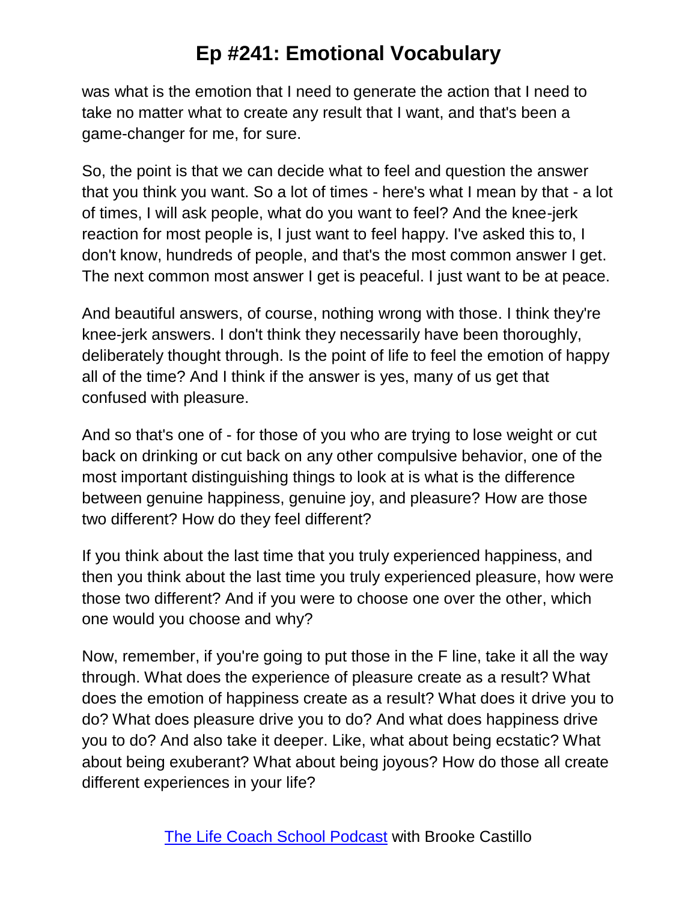was what is the emotion that I need to generate the action that I need to take no matter what to create any result that I want, and that's been a game-changer for me, for sure.

So, the point is that we can decide what to feel and question the answer that you think you want. So a lot of times - here's what I mean by that - a lot of times, I will ask people, what do you want to feel? And the knee-jerk reaction for most people is, I just want to feel happy. I've asked this to, I don't know, hundreds of people, and that's the most common answer I get. The next common most answer I get is peaceful. I just want to be at peace.

And beautiful answers, of course, nothing wrong with those. I think they're knee-jerk answers. I don't think they necessarily have been thoroughly, deliberately thought through. Is the point of life to feel the emotion of happy all of the time? And I think if the answer is yes, many of us get that confused with pleasure.

And so that's one of - for those of you who are trying to lose weight or cut back on drinking or cut back on any other compulsive behavior, one of the most important distinguishing things to look at is what is the difference between genuine happiness, genuine joy, and pleasure? How are those two different? How do they feel different?

If you think about the last time that you truly experienced happiness, and then you think about the last time you truly experienced pleasure, how were those two different? And if you were to choose one over the other, which one would you choose and why?

Now, remember, if you're going to put those in the F line, take it all the way through. What does the experience of pleasure create as a result? What does the emotion of happiness create as a result? What does it drive you to do? What does pleasure drive you to do? And what does happiness drive you to do? And also take it deeper. Like, what about being ecstatic? What about being exuberant? What about being joyous? How do those all create different experiences in your life?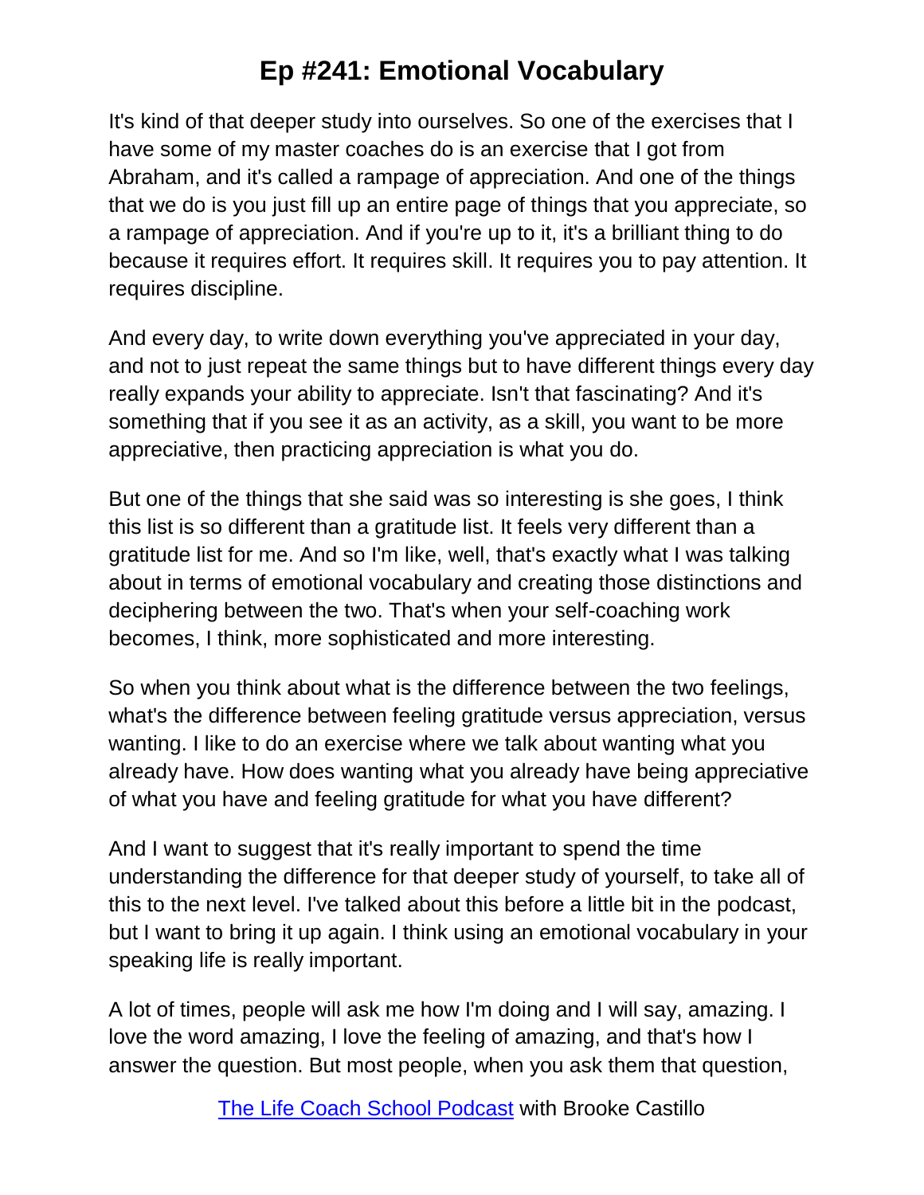It's kind of that deeper study into ourselves. So one of the exercises that I have some of my master coaches do is an exercise that I got from Abraham, and it's called a rampage of appreciation. And one of the things that we do is you just fill up an entire page of things that you appreciate, so a rampage of appreciation. And if you're up to it, it's a brilliant thing to do because it requires effort. It requires skill. It requires you to pay attention. It requires discipline.

And every day, to write down everything you've appreciated in your day, and not to just repeat the same things but to have different things every day really expands your ability to appreciate. Isn't that fascinating? And it's something that if you see it as an activity, as a skill, you want to be more appreciative, then practicing appreciation is what you do.

But one of the things that she said was so interesting is she goes, I think this list is so different than a gratitude list. It feels very different than a gratitude list for me. And so I'm like, well, that's exactly what I was talking about in terms of emotional vocabulary and creating those distinctions and deciphering between the two. That's when your self-coaching work becomes, I think, more sophisticated and more interesting.

So when you think about what is the difference between the two feelings, what's the difference between feeling gratitude versus appreciation, versus wanting. I like to do an exercise where we talk about wanting what you already have. How does wanting what you already have being appreciative of what you have and feeling gratitude for what you have different?

And I want to suggest that it's really important to spend the time understanding the difference for that deeper study of yourself, to take all of this to the next level. I've talked about this before a little bit in the podcast, but I want to bring it up again. I think using an emotional vocabulary in your speaking life is really important.

A lot of times, people will ask me how I'm doing and I will say, amazing. I love the word amazing, I love the feeling of amazing, and that's how I answer the question. But most people, when you ask them that question,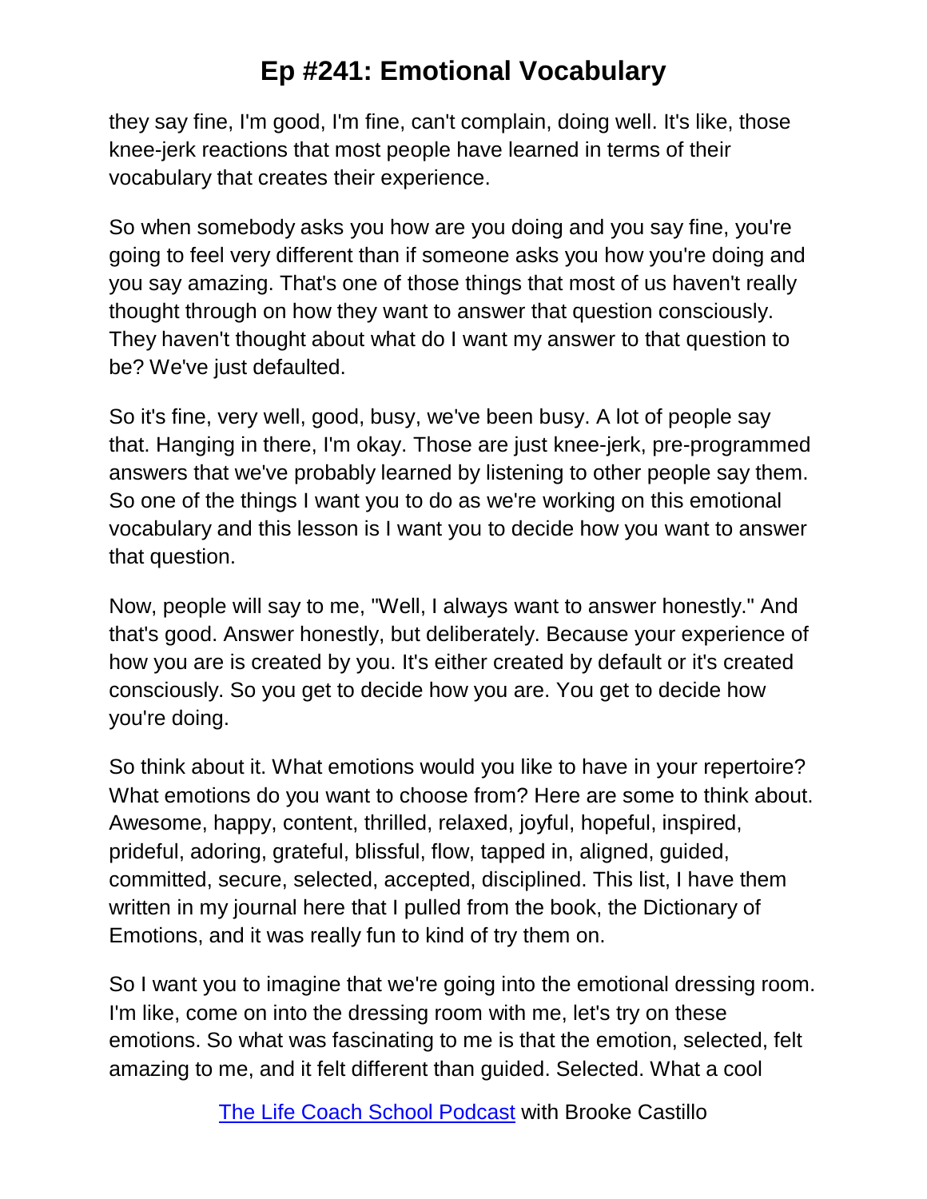they say fine, I'm good, I'm fine, can't complain, doing well. It's like, those knee-jerk reactions that most people have learned in terms of their vocabulary that creates their experience.

So when somebody asks you how are you doing and you say fine, you're going to feel very different than if someone asks you how you're doing and you say amazing. That's one of those things that most of us haven't really thought through on how they want to answer that question consciously. They haven't thought about what do I want my answer to that question to be? We've just defaulted.

So it's fine, very well, good, busy, we've been busy. A lot of people say that. Hanging in there, I'm okay. Those are just knee-jerk, pre-programmed answers that we've probably learned by listening to other people say them. So one of the things I want you to do as we're working on this emotional vocabulary and this lesson is I want you to decide how you want to answer that question.

Now, people will say to me, "Well, I always want to answer honestly." And that's good. Answer honestly, but deliberately. Because your experience of how you are is created by you. It's either created by default or it's created consciously. So you get to decide how you are. You get to decide how you're doing.

So think about it. What emotions would you like to have in your repertoire? What emotions do you want to choose from? Here are some to think about. Awesome, happy, content, thrilled, relaxed, joyful, hopeful, inspired, prideful, adoring, grateful, blissful, flow, tapped in, aligned, guided, committed, secure, selected, accepted, disciplined. This list, I have them written in my journal here that I pulled from the book, the Dictionary of Emotions, and it was really fun to kind of try them on.

So I want you to imagine that we're going into the emotional dressing room. I'm like, come on into the dressing room with me, let's try on these emotions. So what was fascinating to me is that the emotion, selected, felt amazing to me, and it felt different than guided. Selected. What a cool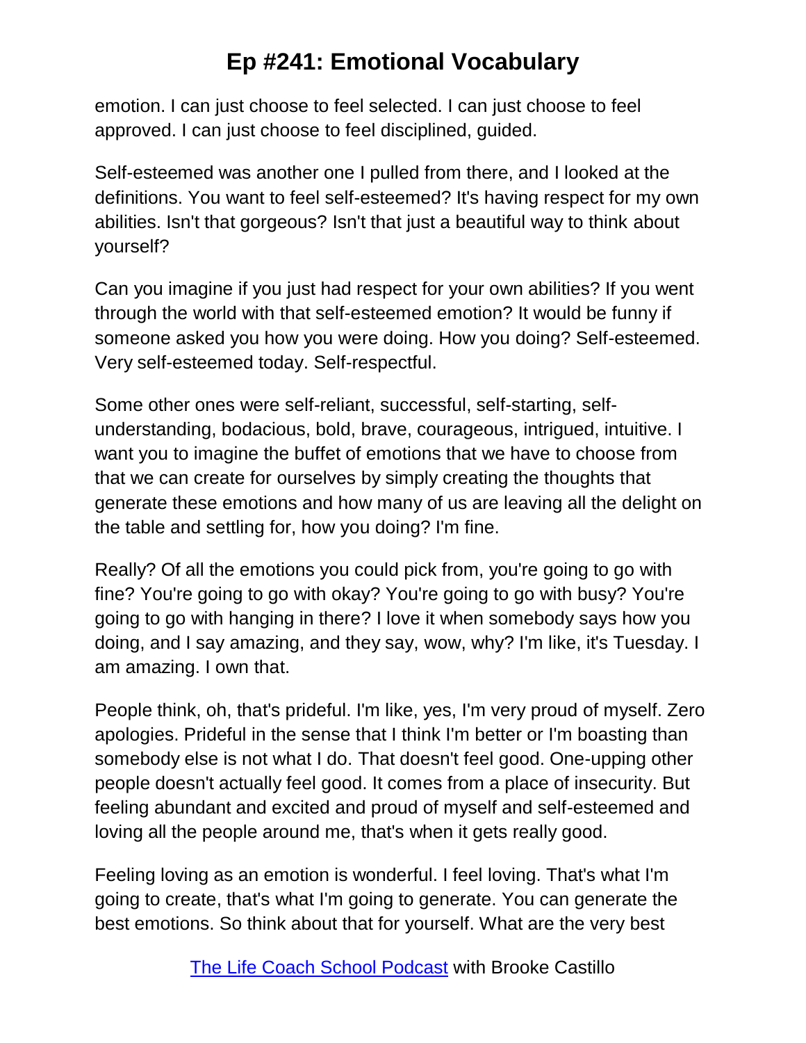emotion. I can just choose to feel selected. I can just choose to feel approved. I can just choose to feel disciplined, guided.

Self-esteemed was another one I pulled from there, and I looked at the definitions. You want to feel self-esteemed? It's having respect for my own abilities. Isn't that gorgeous? Isn't that just a beautiful way to think about yourself?

Can you imagine if you just had respect for your own abilities? If you went through the world with that self-esteemed emotion? It would be funny if someone asked you how you were doing. How you doing? Self-esteemed. Very self-esteemed today. Self-respectful.

Some other ones were self-reliant, successful, self-starting, self-understanding, bodacious, bold, brave, courageous, intrigued, intuitive. I want you to imagine the buffet of emotions that we have to choose from that we can create for ourselves by simply creating the thoughts that generate these emotions and how many of us are leaving all the delight on the table and settling for, how you doing? I'm fine.

Really? Of all the emotions you could pick from, you're going to go with fine? You're going to go with okay? You're going to go with busy? You're going to go with hanging in there? I love it when somebody says how you doing, and I say amazing, and they say, wow, why? I'm like, it's Tuesday. I am amazing. I own that.

People think, oh, that's prideful. I'm like, yes, I'm very proud of myself. Zero apologies. Prideful in the sense that I think I'm better or I'm boasting than somebody else is not what I do. That doesn't feel good. One-upping other people doesn't actually feel good. It comes from a place of insecurity. But feeling abundant and excited and proud of myself and self-esteemed and loving all the people around me, that's when it gets really good.

Feeling loving as an emotion is wonderful. I feel loving. That's what I'm going to create, that's what I'm going to generate. You can generate the best emotions. So think about that for yourself. What are the very best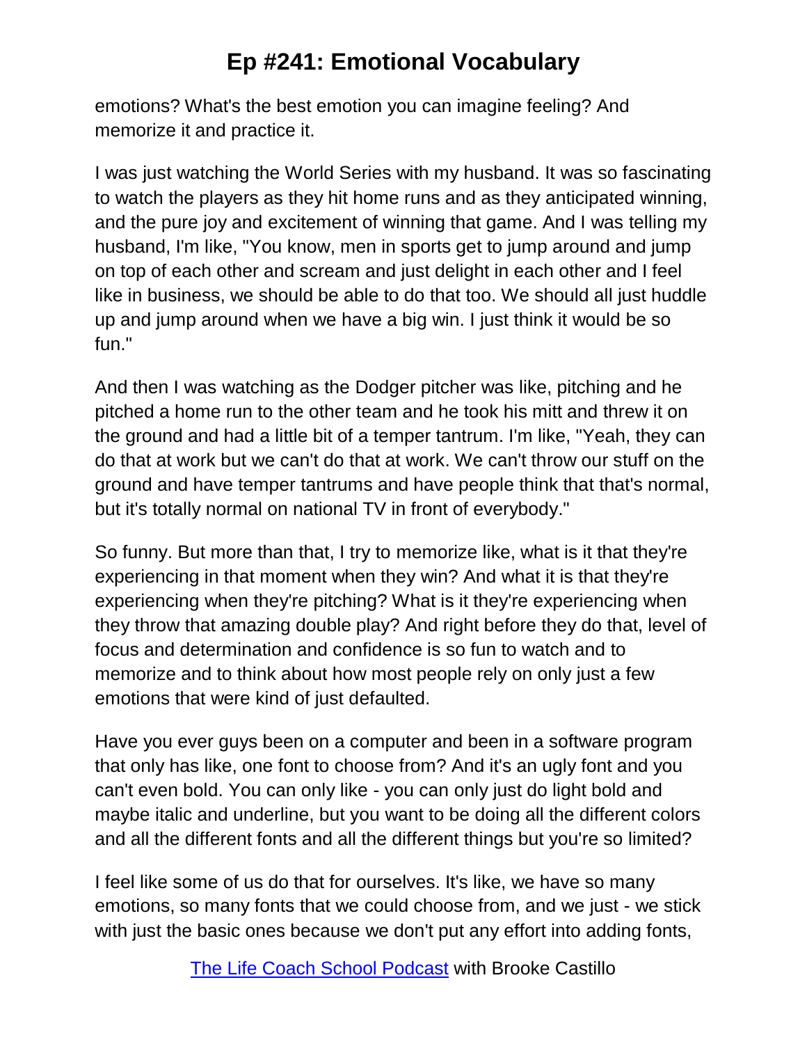emotions? What's the best emotion you can imagine feeling? And memorize it and practice it.

I was just watching the World Series with my husband. It was so fascinating to watch the players as they hit home runs and as they anticipated winning, and the pure joy and excitement of winning that game. And I was telling my husband, I'm like, "You know, men in sports get to jump around and jump on top of each other and scream and just delight in each other and I feel like in business, we should be able to do that too. We should all just huddle up and jump around when we have a big win. I just think it would be so fun."

And then I was watching as the Dodger pitcher was like, pitching and he pitched a home run to the other team and he took his mitt and threw it on the ground and had a little bit of a temper tantrum. I'm like, "Yeah, they can do that at work but we can't do that at work. We can't throw our stuff on the ground and have temper tantrums and have people think that that's normal, but it's totally normal on national TV in front of everybody."

So funny. But more than that, I try to memorize like, what is it that they're experiencing in that moment when they win? And what it is that they're experiencing when they're pitching? What is it they're experiencing when they throw that amazing double play? And right before they do that, level of focus and determination and confidence is so fun to watch and to memorize and to think about how most people rely on only just a few emotions that were kind of just defaulted.

Have you ever guys been on a computer and been in a software program that only has like, one font to choose from? And it's an ugly font and you can't even bold. You can only like - you can only just do light bold and maybe italic and underline, but you want to be doing all the different colors and all the different fonts and all the different things but you're so limited?

I feel like some of us do that for ourselves. It's like, we have so many emotions, so many fonts that we could choose from, and we just - we stick with just the basic ones because we don't put any effort into adding fonts,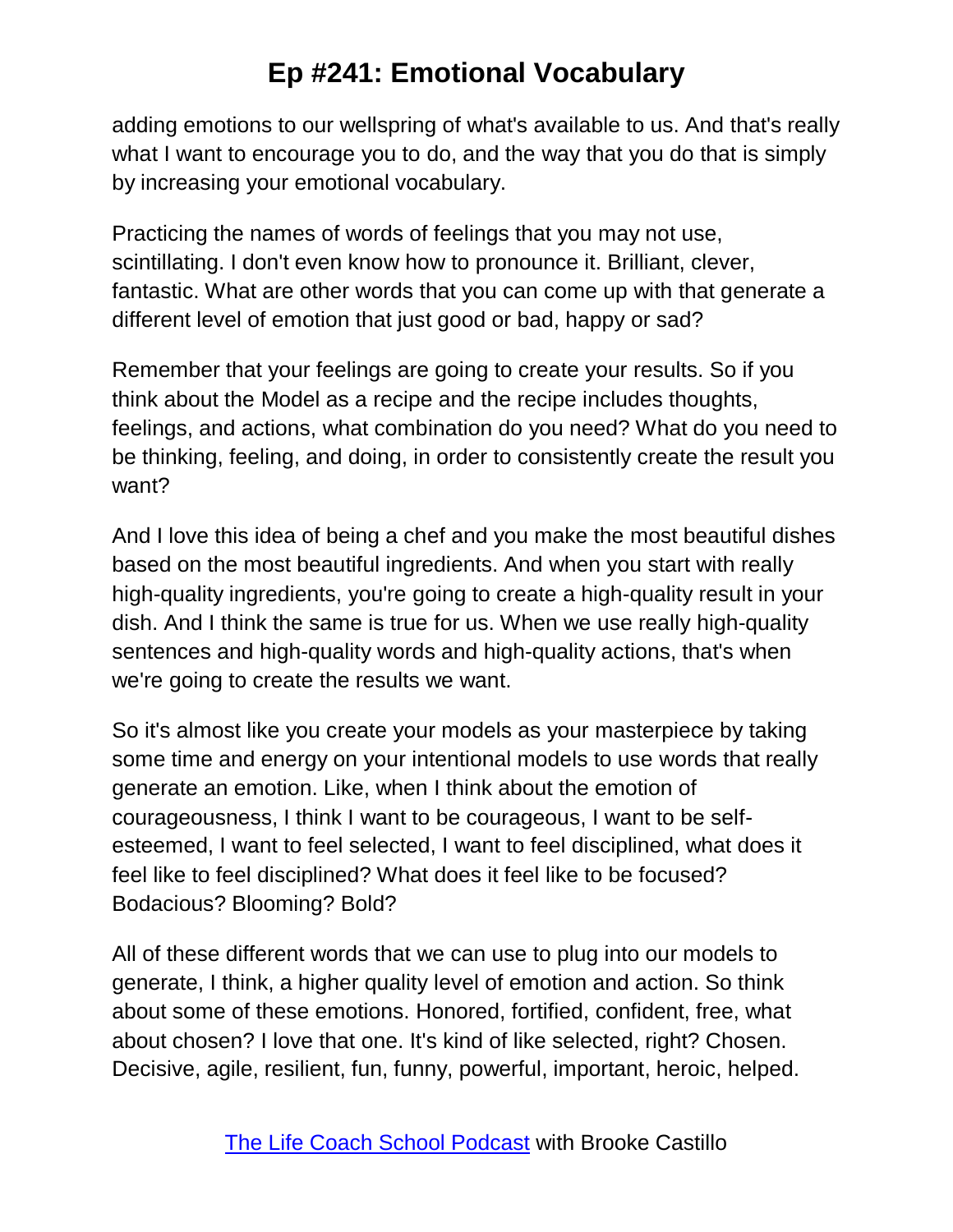adding emotions to our wellspring of what's available to us. And that's really what I want to encourage you to do, and the way that you do that is simply by increasing your emotional vocabulary.

Practicing the names of words of feelings that you may not use, scintillating. I don't even know how to pronounce it. Brilliant, clever, fantastic. What are other words that you can come up with that generate a different level of emotion that just good or bad, happy or sad?

Remember that your feelings are going to create your results. So if you think about the Model as a recipe and the recipe includes thoughts, feelings, and actions, what combination do you need? What do you need to be thinking, feeling, and doing, in order to consistently create the result you want?

And I love this idea of being a chef and you make the most beautiful dishes based on the most beautiful ingredients. And when you start with really high-quality ingredients, you're going to create a high-quality result in your dish. And I think the same is true for us. When we use really high-quality sentences and high-quality words and high-quality actions, that's when we're going to create the results we want.

So it's almost like you create your models as your masterpiece by taking some time and energy on your intentional models to use words that really generate an emotion. Like, when I think about the emotion of courageousness, I think I want to be courageous, I want to be self-esteemed, I want to feel selected, I want to feel disciplined, what does it feel like to feel disciplined? What does it feel like to be focused? Bodacious? Blooming? Bold?

All of these different words that we can use to plug into our models to generate, I think, a higher quality level of emotion and action. So think about some of these emotions. Honored, fortified, confident, free, what about chosen? I love that one. It's kind of like selected, right? Chosen. Decisive, agile, resilient, fun, funny, powerful, important, heroic, helped.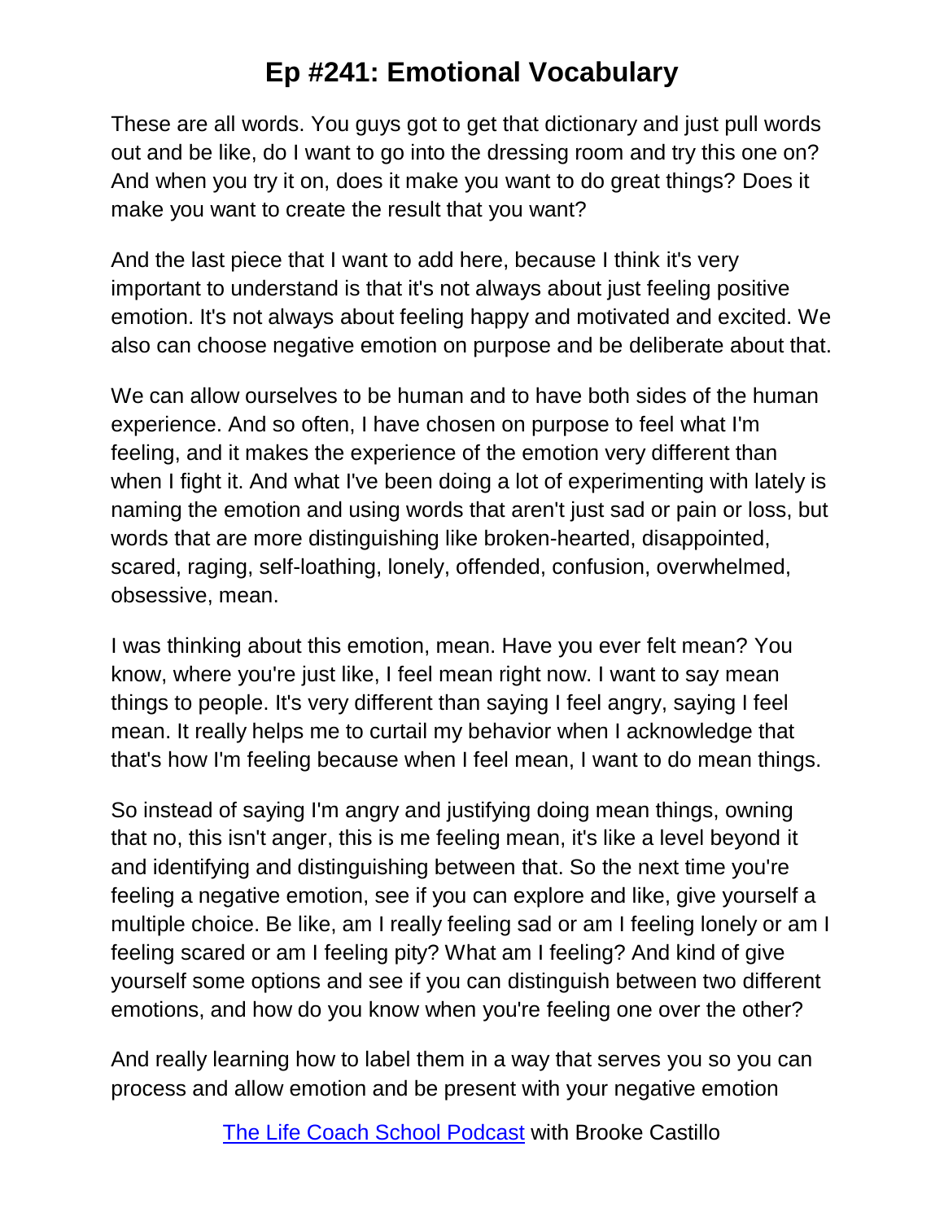These are all words. You guys got to get that dictionary and just pull words out and be like, do I want to go into the dressing room and try this one on? And when you try it on, does it make you want to do great things? Does it make you want to create the result that you want?

And the last piece that I want to add here, because I think it's very important to understand is that it's not always about just feeling positive emotion. It's not always about feeling happy and motivated and excited. We also can choose negative emotion on purpose and be deliberate about that.

We can allow ourselves to be human and to have both sides of the human experience. And so often, I have chosen on purpose to feel what I'm feeling, and it makes the experience of the emotion very different than when I fight it. And what I've been doing a lot of experimenting with lately is naming the emotion and using words that aren't just sad or pain or loss, but words that are more distinguishing like broken-hearted, disappointed, scared, raging, self-loathing, lonely, offended, confusion, overwhelmed, obsessive, mean.

I was thinking about this emotion, mean. Have you ever felt mean? You know, where you're just like, I feel mean right now. I want to say mean things to people. It's very different than saying I feel angry, saying I feel mean. It really helps me to curtail my behavior when I acknowledge that that's how I'm feeling because when I feel mean, I want to do mean things.

So instead of saying I'm angry and justifying doing mean things, owning that no, this isn't anger, this is me feeling mean, it's like a level beyond it and identifying and distinguishing between that. So the next time you're feeling a negative emotion, see if you can explore and like, give yourself a multiple choice. Be like, am I really feeling sad or am I feeling lonely or am I feeling scared or am I feeling pity? What am I feeling? And kind of give yourself some options and see if you can distinguish between two different emotions, and how do you know when you're feeling one over the other?

And really learning how to label them in a way that serves you so you can process and allow emotion and be present with your negative emotion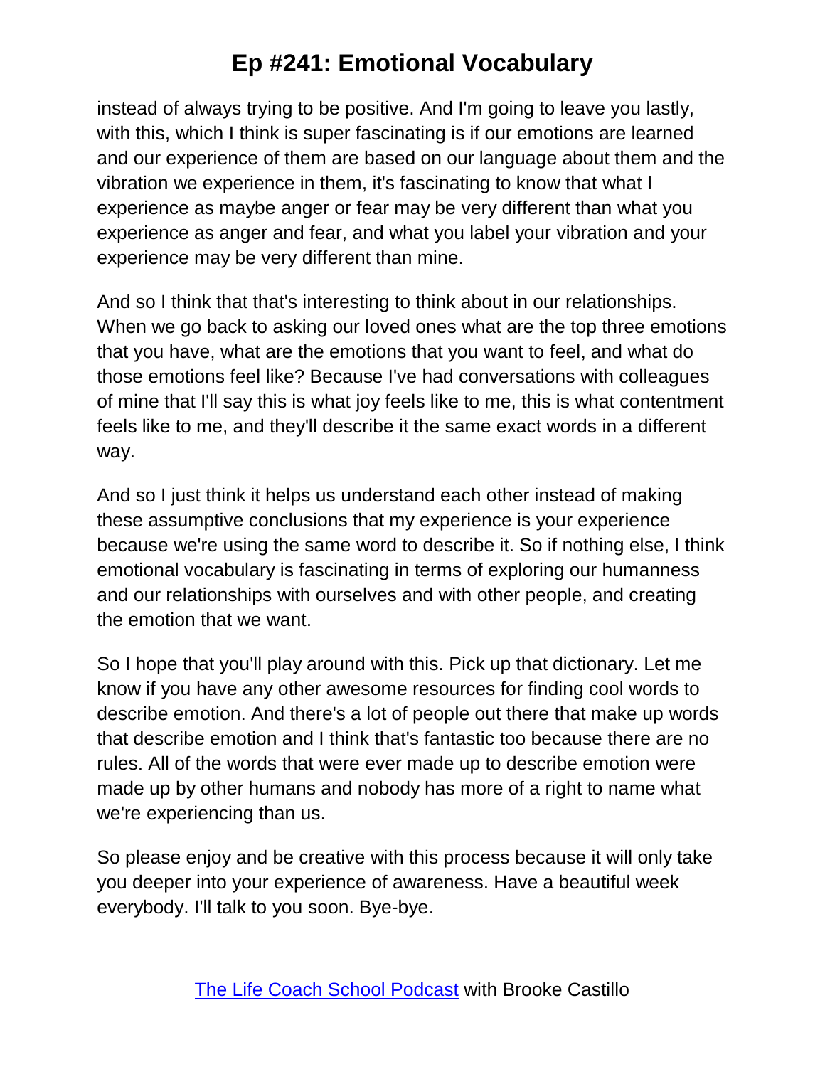instead of always trying to be positive. And I'm going to leave you lastly, with this, which I think is super fascinating is if our emotions are learned and our experience of them are based on our language about them and the vibration we experience in them, it's fascinating to know that what I experience as maybe anger or fear may be very different than what you experience as anger and fear, and what you label your vibration and your experience may be very different than mine.

And so I think that that's interesting to think about in our relationships. When we go back to asking our loved ones what are the top three emotions that you have, what are the emotions that you want to feel, and what do those emotions feel like? Because I've had conversations with colleagues of mine that I'll say this is what joy feels like to me, this is what contentment feels like to me, and they'll describe it the same exact words in a different way.

And so I just think it helps us understand each other instead of making these assumptive conclusions that my experience is your experience because we're using the same word to describe it. So if nothing else, I think emotional vocabulary is fascinating in terms of exploring our humanness and our relationships with ourselves and with other people, and creating the emotion that we want.

So I hope that you'll play around with this. Pick up that dictionary. Let me know if you have any other awesome resources for finding cool words to describe emotion. And there's a lot of people out there that make up words that describe emotion and I think that's fantastic too because there are no rules. All of the words that were ever made up to describe emotion were made up by other humans and nobody has more of a right to name what we're experiencing than us.

So please enjoy and be creative with this process because it will only take you deeper into your experience of awareness. Have a beautiful week everybody. I'll talk to you soon. Bye-bye.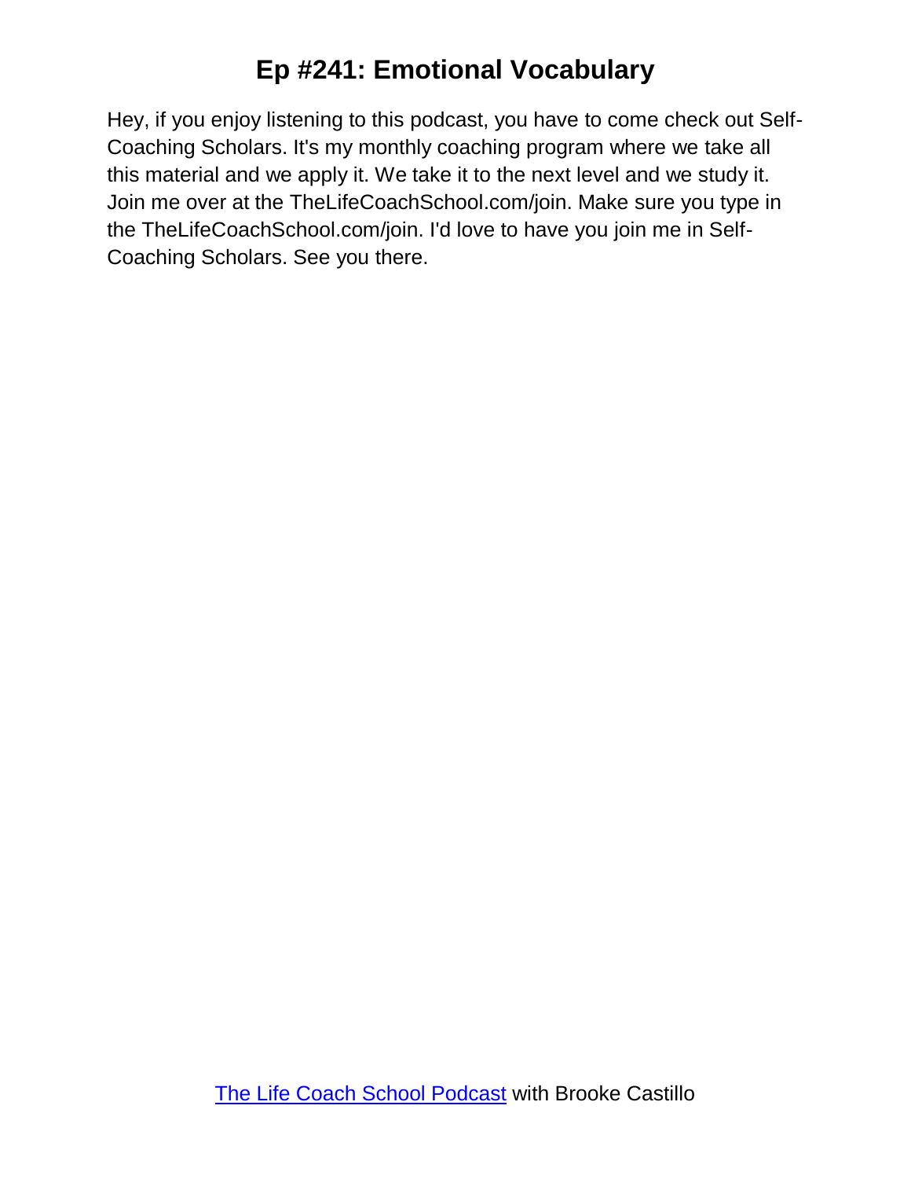Hey, if you enjoy listening to this podcast, you have to come check out Self-Coaching Scholars. It's my monthly coaching program where we take all this material and we apply it. We take it to the next level and we study it. Join me over at the TheLifeCoachSchool.com/join. Make sure you type in the TheLifeCoachSchool.com/join. I'd love to have you join me in Self-Coaching Scholars. See you there.